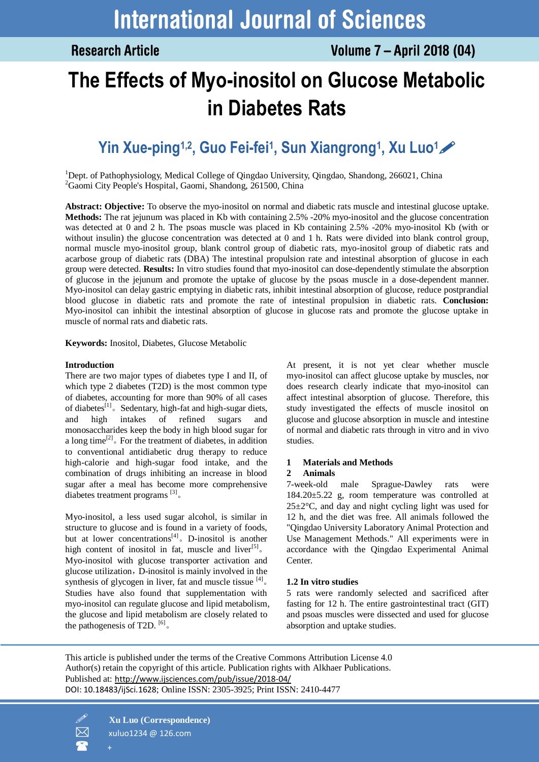# The Effects of Myo-inositol on Glucose Metabolic in Diabetes Rats

## Yin Xue-ping[1,2], Guo Fei-fei[1], Sun Xiangrong[1], Xu Luo[1]

[1]Dept. of Pathophysiology, Medical College of Qingdao University, Qingdao, Shandong, 266021, China
[2]Gaomi City People's Hospital, Gaomi, Shandong, 261500, China

**Abstract: Objective:** To observe the myo-inositol on normal and diabetic rats muscle and intestinal glucose uptake. **Methods:** The rat jejunum was placed in Kb with containing 2.5% -20% myo-inositol and the glucose concentration was detected at 0 and 2 h. The psoas muscle was placed in Kb containing 2.5% -20% myo-inositol Kb (with or without insulin) the glucose concentration was detected at 0 and 1 h. Rats were divided into blank control group, normal muscle myo-inositol group, blank control group of diabetic rats, myo-inositol group of diabetic rats and acarbose group of diabetic rats (DBA) The intestinal propulsion rate and intestinal absorption of glucose in each group were detected. **Results:** In vitro studies found that myo-inositol can dose-dependently stimulate the absorption of glucose in the jejunum and promote the uptake of glucose by the psoas muscle in a dose-dependent manner. Myo-inositol can delay gastric emptying in diabetic rats, inhibit intestinal absorption of glucose, reduce postprandial blood glucose in diabetic rats and promote the rate of intestinal propulsion in diabetic rats. **Conclusion:** Myo-inositol can inhibit the intestinal absorption of glucose in glucose rats and promote the glucose uptake in muscle of normal rats and diabetic rats.

**Keywords:** Inositol, Diabetes, Glucose Metabolic

### Introduction

There are two major types of diabetes type I and II, of which type 2 diabetes (T2D) is the most common type of diabetes, accounting for more than 90% of all cases of diabetes[1]。Sedentary, high-fat and high-sugar diets, and high intakes of refined sugars and monosaccharides keep the body in high blood sugar for a long time[2]。For the treatment of diabetes, in addition to conventional antidiabetic drug therapy to reduce high-calorie and high-sugar food intake, and the combination of drugs inhibiting an increase in blood sugar after a meal has become more comprehensive diabetes treatment programs [3]。

Myo-inositol, a less used sugar alcohol, is similar in structure to glucose and is found in a variety of foods, but at lower concentrations[4]。D-inositol is another high content of inositol in fat, muscle and liver[5]。Myo-inositol with glucose transporter activation and glucose utilization，D-inositol is mainly involved in the synthesis of glycogen in liver, fat and muscle tissue [4]。Studies have also found that supplementation with myo-inositol can regulate glucose and lipid metabolism, the glucose and lipid metabolism are closely related to the pathogenesis of T2D. [6]。

At present, it is not yet clear whether muscle myo-inositol can affect glucose uptake by muscles, nor does research clearly indicate that myo-inositol can affect intestinal absorption of glucose. Therefore, this study investigated the effects of muscle inositol on glucose and glucose absorption in muscle and intestine of normal and diabetic rats through in vitro and in vivo studies.

### 1 Materials and Methods

### 2 Animals

7-week-old male Sprague-Dawley rats were 184.20±5.22 g, room temperature was controlled at 25±2°C, and day and night cycling light was used for 12 h, and the diet was free. All animals followed the "Qingdao University Laboratory Animal Protection and Use Management Methods." All experiments were in accordance with the Qingdao Experimental Animal Center.

### 1.2 In vitro studies

5 rats were randomly selected and sacrificed after fasting for 12 h. The entire gastrointestinal tract (GIT) and psoas muscles were dissected and used for glucose absorption and uptake studies.

This article is published under the terms of the Creative Commons Attribution License 4.0
Author(s) retain the copyright of this article. Publication rights with Alkhaer Publications.
Published at: http://www.ijsciences.com/pub/issue/2018-04/
DOI: 10.18483/ijSci.1628; Online ISSN: 2305-3925; Print ISSN: 2410-4477

**Xu Luo (Correspondence)**
xuluo1234 @ 126.com
+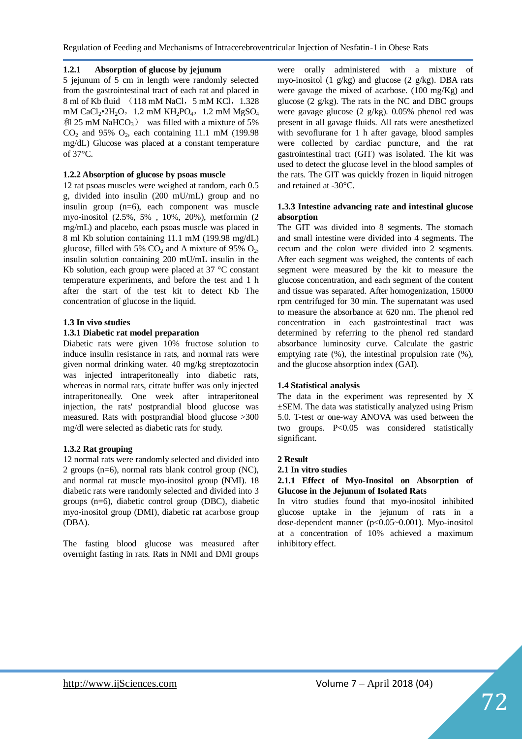### 1.2.1 Absorption of glucose by jejunum

5 jejunum of 5 cm in length were randomly selected from the gastrointestinal tract of each rat and placed in 8 ml of Kb fluid （118 mM NaCl，5 mM KCl，1.328 mM $CaCl_2$•$2H_2O$，1.2 mM $KH_2PO_4$，1.2 mM $MgSO_4$ 和 25 mM $NaHCO_3$） was filled with a mixture of 5% $CO_2$ and 95% $O_2$, each containing 11.1 mM (199.98 mg/dL) Glucose was placed at a constant temperature of 37°C.

### 1.2.2 Absorption of glucose by psoas muscle

12 rat psoas muscles were weighed at random, each 0.5 g, divided into insulin (200 mU/mL) group and no insulin group (n=6), each component was muscle myo-inositol (2.5%, 5% , 10%, 20%), metformin (2 mg/mL) and placebo, each psoas muscle was placed in 8 ml Kb solution containing 11.1 mM (199.98 mg/dL) glucose, filled with 5% $CO_2$ and A mixture of 95% $O_2$, insulin solution containing 200 mU/mL insulin in the Kb solution, each group were placed at 37 °C constant temperature experiments, and before the test and 1 h after the start of the test kit to detect Kb The concentration of glucose in the liquid.

## 1.3 In vivo studies

### 1.3.1 Diabetic rat model preparation

Diabetic rats were given 10% fructose solution to induce insulin resistance in rats, and normal rats were given normal drinking water. 40 mg/kg streptozotocin was injected intraperitoneally into diabetic rats, whereas in normal rats, citrate buffer was only injected intraperitoneally. One week after intraperitoneal injection, the rats' postprandial blood glucose was measured. Rats with postprandial blood glucose >300 mg/dl were selected as diabetic rats for study.

### 1.3.2 Rat grouping

12 normal rats were randomly selected and divided into 2 groups (n=6), normal rats blank control group (NC), and normal rat muscle myo-inositol group (NMI). 18 diabetic rats were randomly selected and divided into 3 groups (n=6), diabetic control group (DBC), diabetic myo-inositol group (DMI), diabetic rat acarbose group (DBA).

The fasting blood glucose was measured after overnight fasting in rats. Rats in NMI and DMI groups were orally administered with a mixture of myo-inositol (1 g/kg) and glucose (2 g/kg). DBA rats were gavage the mixed of acarbose. (100 mg/Kg) and glucose (2 g/kg). The rats in the NC and DBC groups were gavage glucose (2 g/kg). 0.05% phenol red was present in all gavage fluids. All rats were anesthetized with sevoflurane for 1 h after gavage, blood samples were collected by cardiac puncture, and the rat gastrointestinal tract (GIT) was isolated. The kit was used to detect the glucose level in the blood samples of the rats. The GIT was quickly frozen in liquid nitrogen and retained at -30°C.

### 1.3.3 Intestine advancing rate and intestinal glucose absorption

The GIT was divided into 8 segments. The stomach and small intestine were divided into 4 segments. The cecum and the colon were divided into 2 segments. After each segment was weighed, the contents of each segment were measured by the kit to measure the glucose concentration, and each segment of the content and tissue was separated. After homogenization, 15000 rpm centrifuged for 30 min. The supernatant was used to measure the absorbance at 620 nm. The phenol red concentration in each gastrointestinal tract was determined by referring to the phenol red standard absorbance luminosity curve. Calculate the gastric emptying rate (%), the intestinal propulsion rate (%), and the glucose absorption index (GAI).

## 1.4 Statistical analysis

The data in the experiment was represented by $\bar{X}$ ±SEM. The data was statistically analyzed using Prism 5.0. T-test or one-way ANOVA was used between the two groups. P<0.05 was considered statistically significant.

# 2 Result

## 2.1 In vitro studies

### 2.1.1 Effect of Myo-Inositol on Absorption of Glucose in the Jejunum of Isolated Rats

In vitro studies found that myo-inositol inhibited glucose uptake in the jejunum of rats in a dose-dependent manner (p<0.05~0.001). Myo-inositol at a concentration of 10% achieved a maximum inhibitory effect.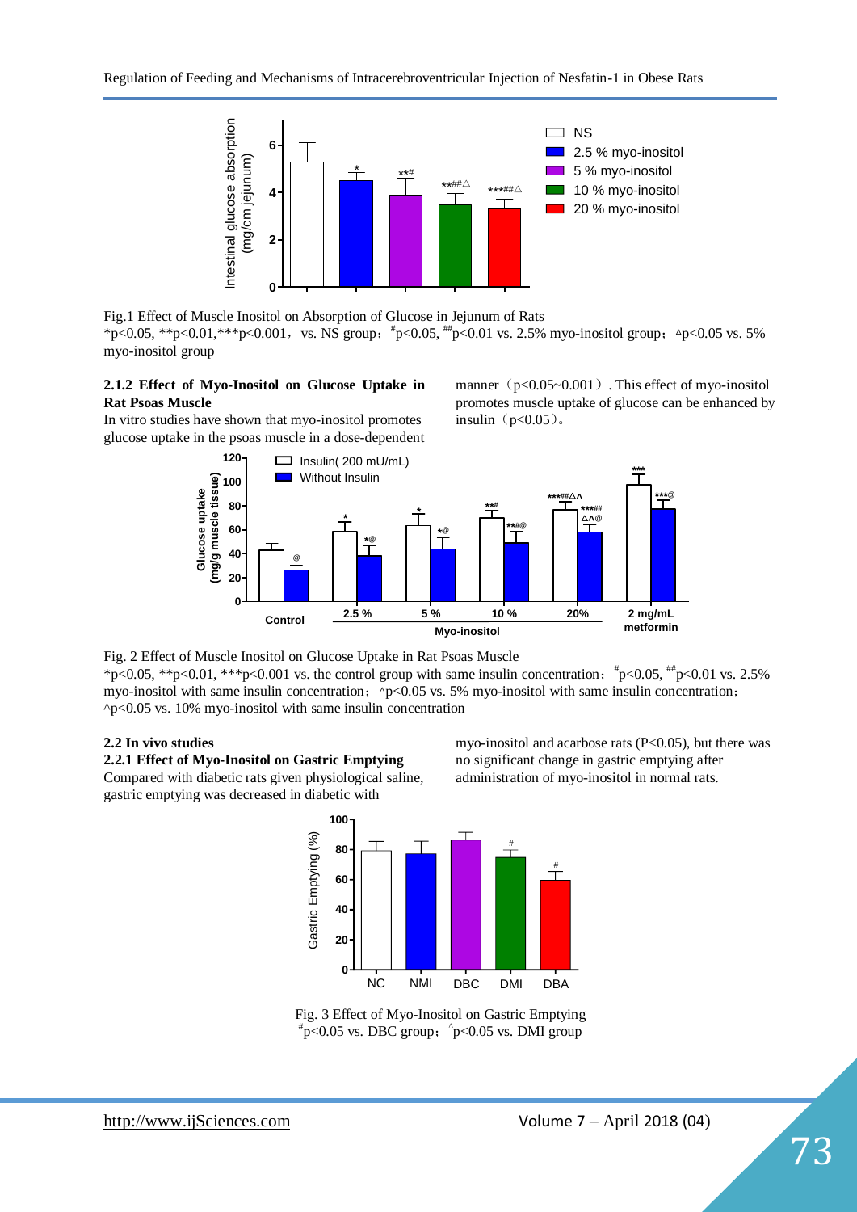Fig.1 Effect of Muscle Inositol on Absorption of Glucose in Jejunum of Rats

*p<0.05, **p<0.01,***p<0.001, vs. NS group; #p<0.05, ##p<0.01 vs. 2.5% myo-inositol group; △p<0.05 vs. 5% myo-inositol group

**2.1.2 Effect of Myo-Inositol on Glucose Uptake in Rat Psoas Muscle**

In vitro studies have shown that myo-inositol promotes glucose uptake in the psoas muscle in a dose-dependent manner（p<0.05~0.001）. This effect of myo-inositol promotes muscle uptake of glucose can be enhanced by insulin（p<0.05）。

Fig. 2 Effect of Muscle Inositol on Glucose Uptake in Rat Psoas Muscle

*p<0.05, **p<0.01, ***p<0.001 vs. the control group with same insulin concentration; #p<0.05, ##p<0.01 vs. 2.5% myo-inositol with same insulin concentration; △p<0.05 vs. 5% myo-inositol with same insulin concentration; ^p<0.05 vs. 10% myo-inositol with same insulin concentration

**2.2 In vivo studies**

**2.2.1 Effect of Myo-Inositol on Gastric Emptying**

Compared with diabetic rats given physiological saline, gastric emptying was decreased in diabetic with myo-inositol and acarbose rats (P<0.05), but there was no significant change in gastric emptying after administration of myo-inositol in normal rats.

Fig. 3 Effect of Myo-Inositol on Gastric Emptying

#p<0.05 vs. DBC group; ^p<0.05 vs. DMI group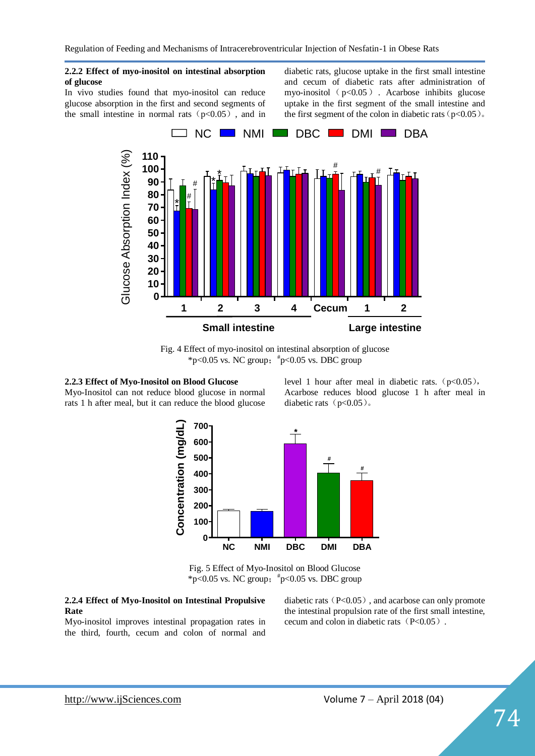### 2.2.2 Effect of myo-inositol on intestinal absorption of glucose

In vivo studies found that myo-inositol can reduce glucose absorption in the first and second segments of the small intestine in normal rats（$p<0.05$）, and in diabetic rats, glucose uptake in the first small intestine and cecum of diabetic rats after administration of myo-inositol（$p<0.05$）. Acarbose inhibits glucose uptake in the first segment of the small intestine and the first segment of the colon in diabetic rats（$p<0.05$）。

Fig. 4 Effect of myo-inositol on intestinal absorption of glucose
*$p<0.05$ vs. NC group；#$p<0.05$ vs. DBC group

### 2.2.3 Effect of Myo-Inositol on Blood Glucose

Myo-Inositol can not reduce blood glucose in normal rats 1 h after meal, but it can reduce the blood glucose level 1 hour after meal in diabetic rats.（$p<0.05$）, Acarbose reduces blood glucose 1 h after meal in diabetic rats（$p<0.05$）。

Fig. 5 Effect of Myo-Inositol on Blood Glucose
*$p<0.05$ vs. NC group；#$p<0.05$ vs. DBC group

### 2.2.4 Effect of Myo-Inositol on Intestinal Propulsive Rate

Myo-inositol improves intestinal propagation rates in the third, fourth, cecum and colon of normal and diabetic rats（$P<0.05$）, and acarbose can only promote the intestinal propulsion rate of the first small intestine, cecum and colon in diabetic rats（$P<0.05$）.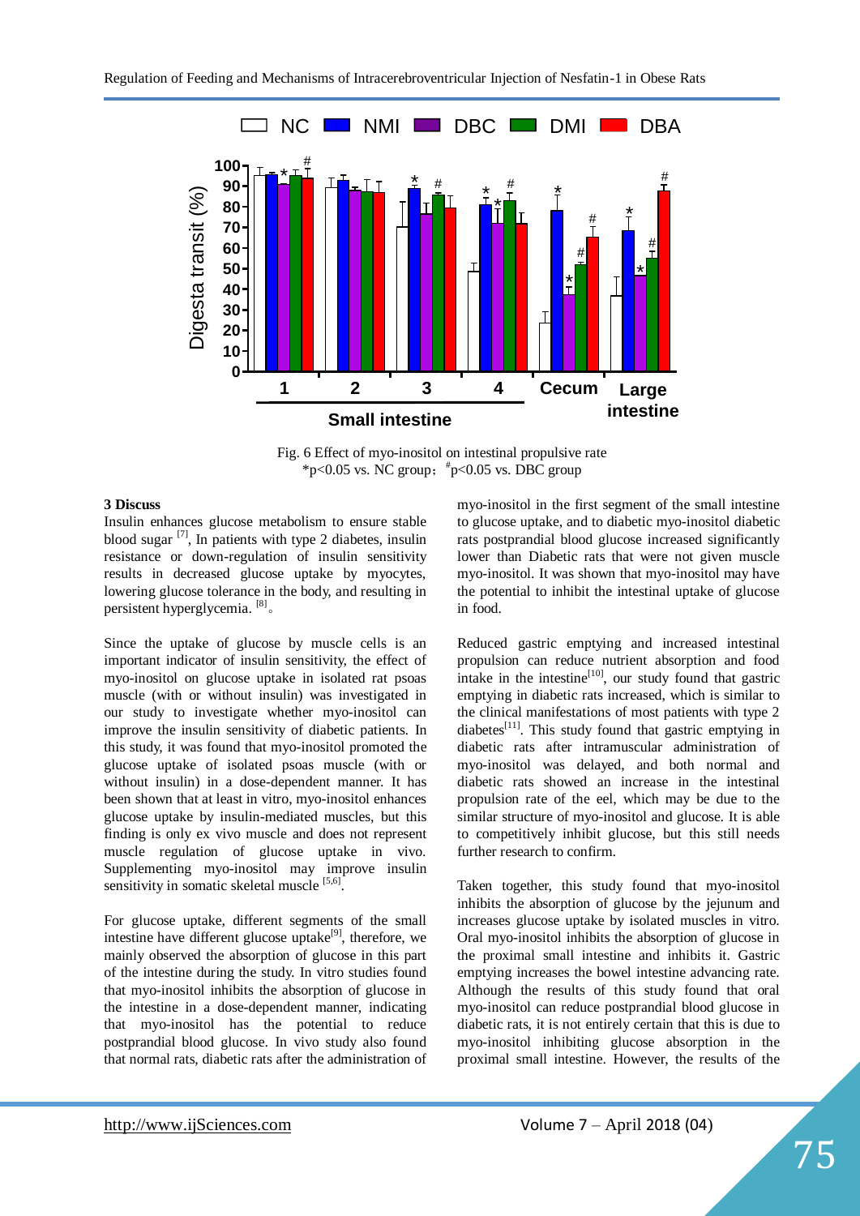Fig. 6 Effect of myo-inositol on intestinal propulsive rate
*$p<0.05$ vs. NC group；#$p<0.05$ vs. DBC group

### 3 Discuss

Insulin enhances glucose metabolism to ensure stable blood sugar [7], In patients with type 2 diabetes, insulin resistance or down-regulation of insulin sensitivity results in decreased glucose uptake by myocytes, lowering glucose tolerance in the body, and resulting in persistent hyperglycemia. [8]。

Since the uptake of glucose by muscle cells is an important indicator of insulin sensitivity, the effect of myo-inositol on glucose uptake in isolated rat psoas muscle (with or without insulin) was investigated in our study to investigate whether myo-inositol can improve the insulin sensitivity of diabetic patients. In this study, it was found that myo-inositol promoted the glucose uptake of isolated psoas muscle (with or without insulin) in a dose-dependent manner. It has been shown that at least in vitro, myo-inositol enhances glucose uptake by insulin-mediated muscles, but this finding is only ex vivo muscle and does not represent muscle regulation of glucose uptake in vivo. Supplementing myo-inositol may improve insulin sensitivity in somatic skeletal muscle [5,6].

For glucose uptake, different segments of the small intestine have different glucose uptake[9], therefore, we mainly observed the absorption of glucose in this part of the intestine during the study. In vitro studies found that myo-inositol inhibits the absorption of glucose in the intestine in a dose-dependent manner, indicating that myo-inositol has the potential to reduce postprandial blood glucose. In vivo study also found that normal rats, diabetic rats after the administration of myo-inositol in the first segment of the small intestine to glucose uptake, and to diabetic myo-inositol diabetic rats postprandial blood glucose increased significantly lower than Diabetic rats that were not given muscle myo-inositol. It was shown that myo-inositol may have the potential to inhibit the intestinal uptake of glucose in food.

Reduced gastric emptying and increased intestinal propulsion can reduce nutrient absorption and food intake in the intestine[10], our study found that gastric emptying in diabetic rats increased, which is similar to the clinical manifestations of most patients with type 2 diabetes[11]. This study found that gastric emptying in diabetic rats after intramuscular administration of myo-inositol was delayed, and both normal and diabetic rats showed an increase in the intestinal propulsion rate of the eel, which may be due to the similar structure of myo-inositol and glucose. It is able to competitively inhibit glucose, but this still needs further research to confirm.

Taken together, this study found that myo-inositol inhibits the absorption of glucose by the jejunum and increases glucose uptake by isolated muscles in vitro. Oral myo-inositol inhibits the absorption of glucose in the proximal small intestine and inhibits it. Gastric emptying increases the bowel intestine advancing rate. Although the results of this study found that oral myo-inositol can reduce postprandial blood glucose in diabetic rats, it is not entirely certain that this is due to myo-inositol inhibiting glucose absorption in the proximal small intestine. However, the results of the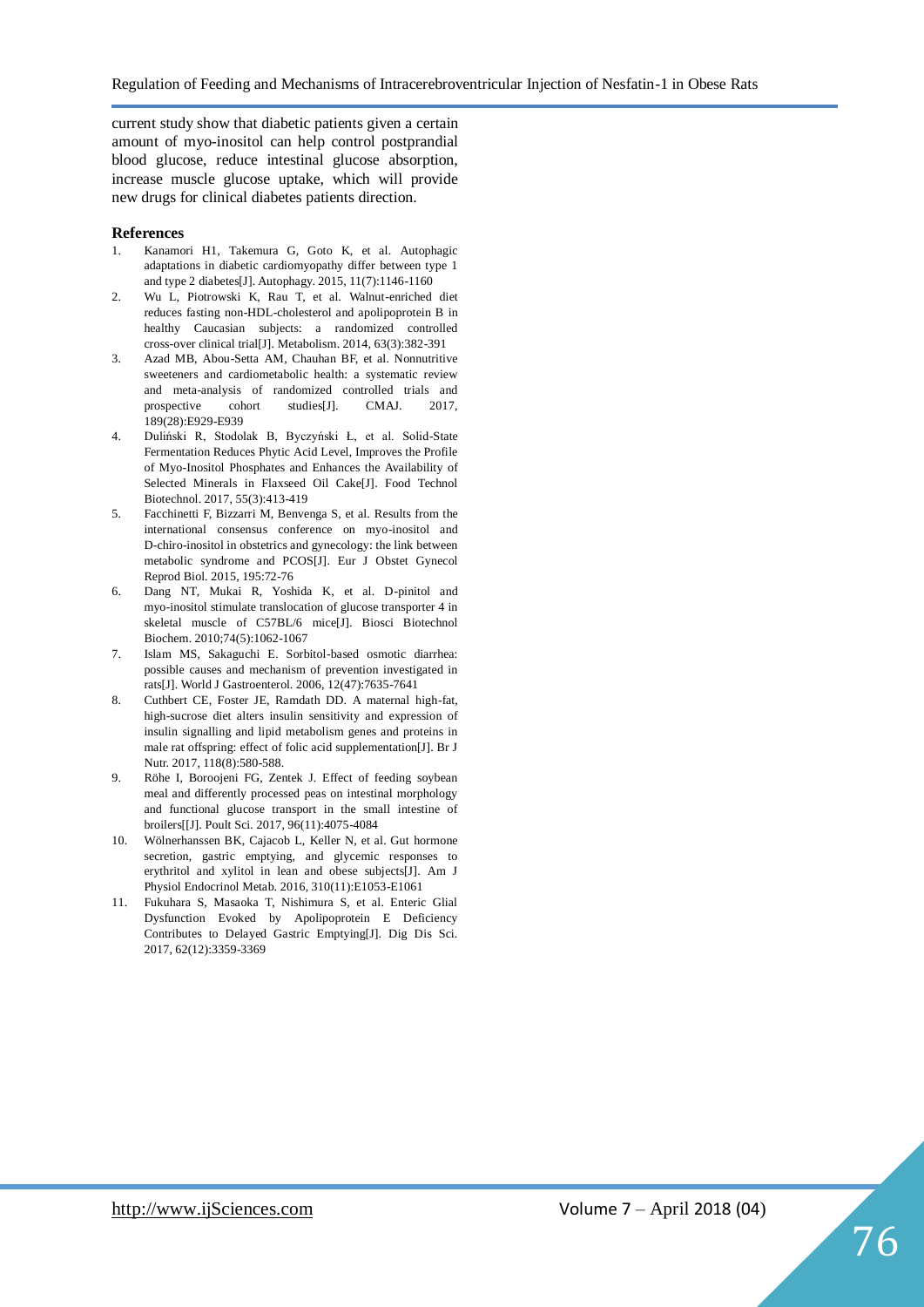current study show that diabetic patients given a certain amount of myo-inositol can help control postprandial blood glucose, reduce intestinal glucose absorption, increase muscle glucose uptake, which will provide new drugs for clinical diabetes patients direction.

## References

1. Kanamori H1, Takemura G, Goto K, et al. Autophagic adaptations in diabetic cardiomyopathy differ between type 1 and type 2 diabetes[J]. Autophagy. 2015, 11(7):1146-1160
2. Wu L, Piotrowski K, Rau T, et al. Walnut-enriched diet reduces fasting non-HDL-cholesterol and apolipoprotein B in healthy Caucasian subjects: a randomized controlled cross-over clinical trial[J]. Metabolism. 2014, 63(3):382-391
3. Azad MB, Abou-Setta AM, Chauhan BF, et al. Nonnutritive sweeteners and cardiometabolic health: a systematic review and meta-analysis of randomized controlled trials and prospective cohort studies[J]. CMAJ. 2017, 189(28):E929-E939
4. Duliński R, Stodolak B, Byczyński Ł, et al. Solid-State Fermentation Reduces Phytic Acid Level, Improves the Profile of Myo-Inositol Phosphates and Enhances the Availability of Selected Minerals in Flaxseed Oil Cake[J]. Food Technol Biotechnol. 2017, 55(3):413-419
5. Facchinetti F, Bizzarri M, Benvenga S, et al. Results from the international consensus conference on myo-inositol and D-chiro-inositol in obstetrics and gynecology: the link between metabolic syndrome and PCOS[J]. Eur J Obstet Gynecol Reprod Biol. 2015, 195:72-76
6. Dang NT, Mukai R, Yoshida K, et al. D-pinitol and myo-inositol stimulate translocation of glucose transporter 4 in skeletal muscle of C57BL/6 mice[J]. Biosci Biotechnol Biochem. 2010;74(5):1062-1067
7. Islam MS, Sakaguchi E. Sorbitol-based osmotic diarrhea: possible causes and mechanism of prevention investigated in rats[J]. World J Gastroenterol. 2006, 12(47):7635-7641
8. Cuthbert CE, Foster JE, Ramdath DD. A maternal high-fat, high-sucrose diet alters insulin sensitivity and expression of insulin signalling and lipid metabolism genes and proteins in male rat offspring: effect of folic acid supplementation[J]. Br J Nutr. 2017, 118(8):580-588.
9. Röhe I, Boroojeni FG, Zentek J. Effect of feeding soybean meal and differently processed peas on intestinal morphology and functional glucose transport in the small intestine of broilers[[J]. Poult Sci. 2017, 96(11):4075-4084
10. Wölnerhanssen BK, Cajacob L, Keller N, et al. Gut hormone secretion, gastric emptying, and glycemic responses to erythritol and xylitol in lean and obese subjects[J]. Am J Physiol Endocrinol Metab. 2016, 310(11):E1053-E1061
11. Fukuhara S, Masaoka T, Nishimura S, et al. Enteric Glial Dysfunction Evoked by Apolipoprotein E Deficiency Contributes to Delayed Gastric Emptying[J]. Dig Dis Sci. 2017, 62(12):3359-3369